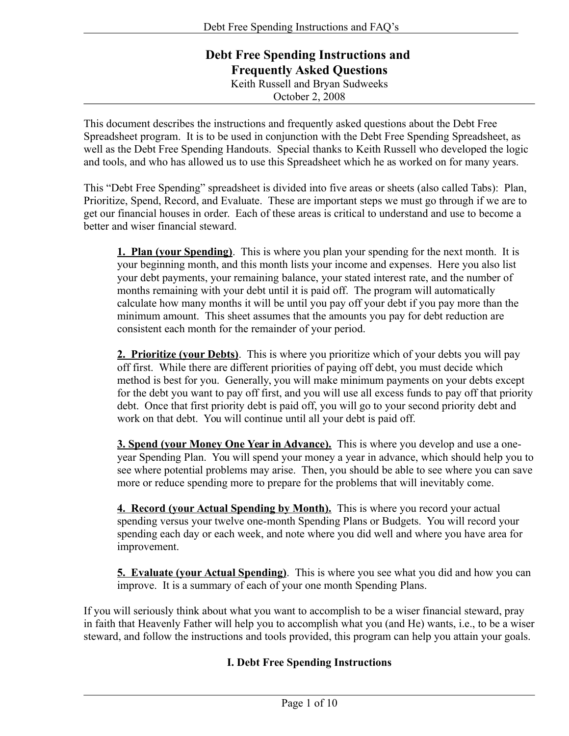# Debt Free Spending Instructions and Frequently Asked Questions

Keith Russell and Bryan Sudweeks
October 2, 2008

This document describes the instructions and frequently asked questions about the Debt Free Spreadsheet program. It is to be used in conjunction with the Debt Free Spending Spreadsheet, as well as the Debt Free Spending Handouts. Special thanks to Keith Russell who developed the logic and tools, and who has allowed us to use this Spreadsheet which he as worked on for many years.

This "Debt Free Spending" spreadsheet is divided into five areas or sheets (also called Tabs): Plan, Prioritize, Spend, Record, and Evaluate. These are important steps we must go through if we are to get our financial houses in order. Each of these areas is critical to understand and use to become a better and wiser financial steward.

> **1. Plan (your Spending)**. This is where you plan your spending for the next month. It is your beginning month, and this month lists your income and expenses. Here you also list your debt payments, your remaining balance, your stated interest rate, and the number of months remaining with your debt until it is paid off. The program will automatically calculate how many months it will be until you pay off your debt if you pay more than the minimum amount. This sheet assumes that the amounts you pay for debt reduction are consistent each month for the remainder of your period.
>
> **2. Prioritize (your Debts)**. This is where you prioritize which of your debts you will pay off first. While there are different priorities of paying off debt, you must decide which method is best for you. Generally, you will make minimum payments on your debts except for the debt you want to pay off first, and you will use all excess funds to pay off that priority debt. Once that first priority debt is paid off, you will go to your second priority debt and work on that debt. You will continue until all your debt is paid off.
>
> **3. Spend (your Money One Year in Advance).** This is where you develop and use a one-year Spending Plan. You will spend your money a year in advance, which should help you to see where potential problems may arise. Then, you should be able to see where you can save more or reduce spending more to prepare for the problems that will inevitably come.
>
> **4. Record (your Actual Spending by Month).** This is where you record your actual spending versus your twelve one-month Spending Plans or Budgets. You will record your spending each day or each week, and note where you did well and where you have area for improvement.
>
> **5. Evaluate (your Actual Spending)**. This is where you see what you did and how you can improve. It is a summary of each of your one month Spending Plans.

If you will seriously think about what you want to accomplish to be a wiser financial steward, pray in faith that Heavenly Father will help you to accomplish what you (and He) wants, i.e., to be a wiser steward, and follow the instructions and tools provided, this program can help you attain your goals.

## I. Debt Free Spending Instructions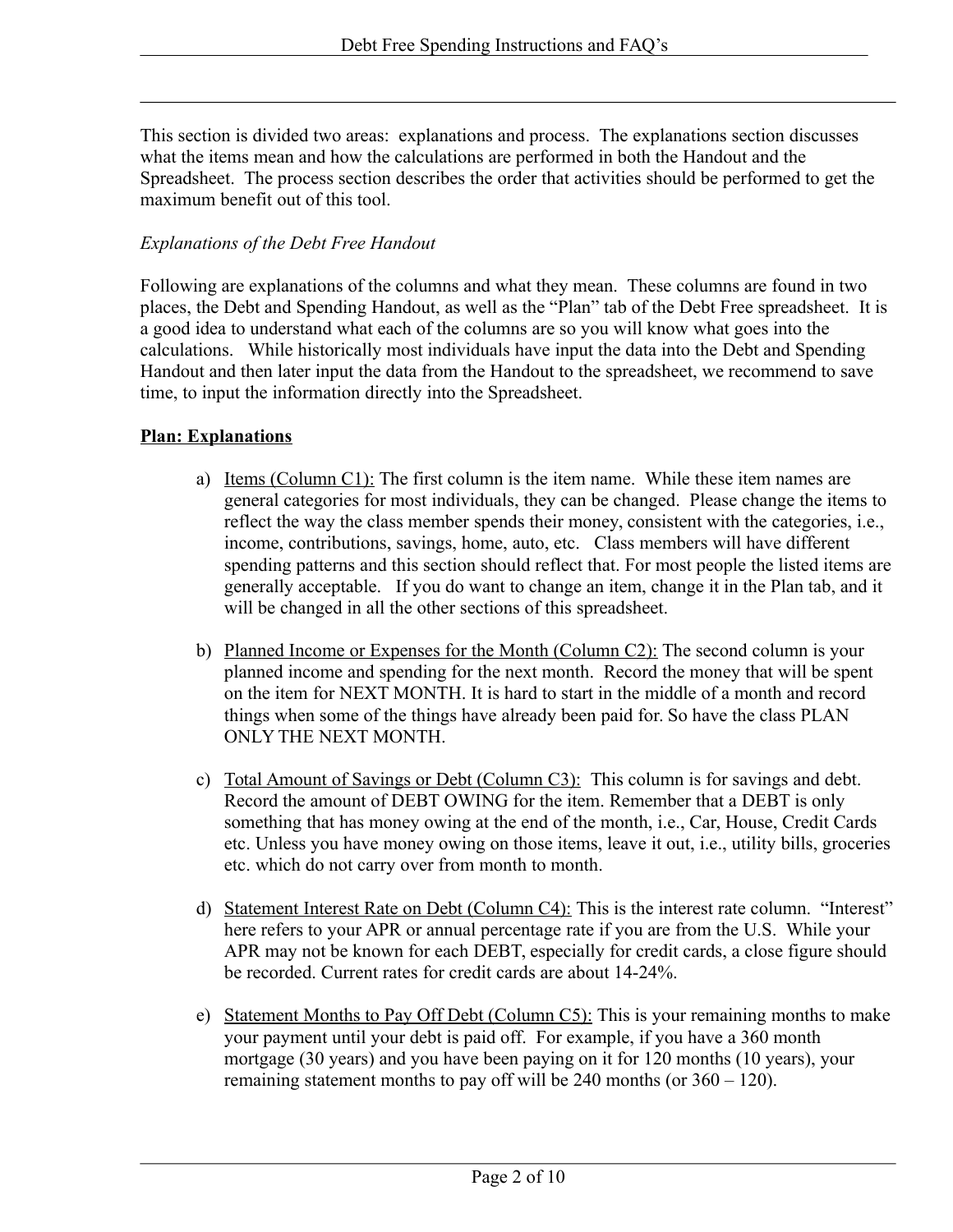This section is divided two areas: explanations and process. The explanations section discusses what the items mean and how the calculations are performed in both the Handout and the Spreadsheet. The process section describes the order that activities should be performed to get the maximum benefit out of this tool.

*Explanations of the Debt Free Handout*

Following are explanations of the columns and what they mean. These columns are found in two places, the Debt and Spending Handout, as well as the "Plan" tab of the Debt Free spreadsheet. It is a good idea to understand what each of the columns are so you will know what goes into the calculations. While historically most individuals have input the data into the Debt and Spending Handout and then later input the data from the Handout to the spreadsheet, we recommend to save time, to input the information directly into the Spreadsheet.

**Plan: Explanations**

a) Items (Column C1): The first column is the item name. While these item names are general categories for most individuals, they can be changed. Please change the items to reflect the way the class member spends their money, consistent with the categories, i.e., income, contributions, savings, home, auto, etc. Class members will have different spending patterns and this section should reflect that. For most people the listed items are generally acceptable. If you do want to change an item, change it in the Plan tab, and it will be changed in all the other sections of this spreadsheet.

b) Planned Income or Expenses for the Month (Column C2): The second column is your planned income and spending for the next month. Record the money that will be spent on the item for NEXT MONTH. It is hard to start in the middle of a month and record things when some of the things have already been paid for. So have the class PLAN ONLY THE NEXT MONTH.

c) Total Amount of Savings or Debt (Column C3): This column is for savings and debt. Record the amount of DEBT OWING for the item. Remember that a DEBT is only something that has money owing at the end of the month, i.e., Car, House, Credit Cards etc. Unless you have money owing on those items, leave it out, i.e., utility bills, groceries etc. which do not carry over from month to month.

d) Statement Interest Rate on Debt (Column C4): This is the interest rate column. "Interest" here refers to your APR or annual percentage rate if you are from the U.S. While your APR may not be known for each DEBT, especially for credit cards, a close figure should be recorded. Current rates for credit cards are about 14-24%.

e) Statement Months to Pay Off Debt (Column C5): This is your remaining months to make your payment until your debt is paid off. For example, if you have a 360 month mortgage (30 years) and you have been paying on it for 120 months (10 years), your remaining statement months to pay off will be 240 months (or 360 – 120).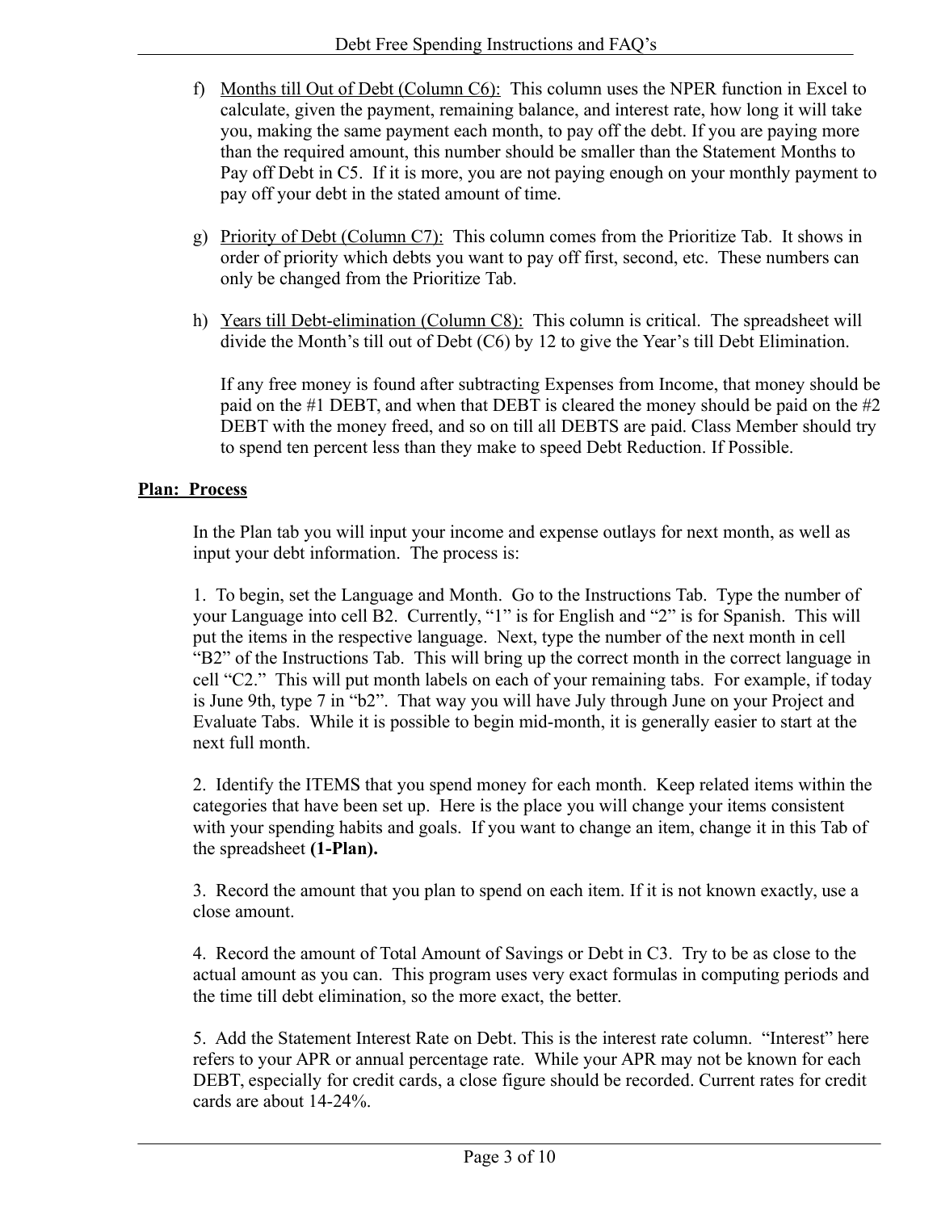f) Months till Out of Debt (Column C6): This column uses the NPER function in Excel to calculate, given the payment, remaining balance, and interest rate, how long it will take you, making the same payment each month, to pay off the debt. If you are paying more than the required amount, this number should be smaller than the Statement Months to Pay off Debt in C5. If it is more, you are not paying enough on your monthly payment to pay off your debt in the stated amount of time.

g) Priority of Debt (Column C7): This column comes from the Prioritize Tab. It shows in order of priority which debts you want to pay off first, second, etc. These numbers can only be changed from the Prioritize Tab.

h) Years till Debt-elimination (Column C8): This column is critical. The spreadsheet will divide the Month's till out of Debt (C6) by 12 to give the Year's till Debt Elimination.

   If any free money is found after subtracting Expenses from Income, that money should be paid on the #1 DEBT, and when that DEBT is cleared the money should be paid on the #2 DEBT with the money freed, and so on till all DEBTS are paid. Class Member should try to spend ten percent less than they make to speed Debt Reduction. If Possible.

**Plan: Process**

In the Plan tab you will input your income and expense outlays for next month, as well as input your debt information. The process is:

1. To begin, set the Language and Month. Go to the Instructions Tab. Type the number of your Language into cell B2. Currently, "1" is for English and "2" is for Spanish. This will put the items in the respective language. Next, type the number of the next month in cell "B2" of the Instructions Tab. This will bring up the correct month in the correct language in cell "C2." This will put month labels on each of your remaining tabs. For example, if today is June 9th, type 7 in "b2". That way you will have July through June on your Project and Evaluate Tabs. While it is possible to begin mid-month, it is generally easier to start at the next full month.

2. Identify the ITEMS that you spend money for each month. Keep related items within the categories that have been set up. Here is the place you will change your items consistent with your spending habits and goals. If you want to change an item, change it in this Tab of the spreadsheet **(1-Plan).**

3. Record the amount that you plan to spend on each item. If it is not known exactly, use a close amount.

4. Record the amount of Total Amount of Savings or Debt in C3. Try to be as close to the actual amount as you can. This program uses very exact formulas in computing periods and the time till debt elimination, so the more exact, the better.

5. Add the Statement Interest Rate on Debt. This is the interest rate column. "Interest" here refers to your APR or annual percentage rate. While your APR may not be known for each DEBT, especially for credit cards, a close figure should be recorded. Current rates for credit cards are about 14-24%.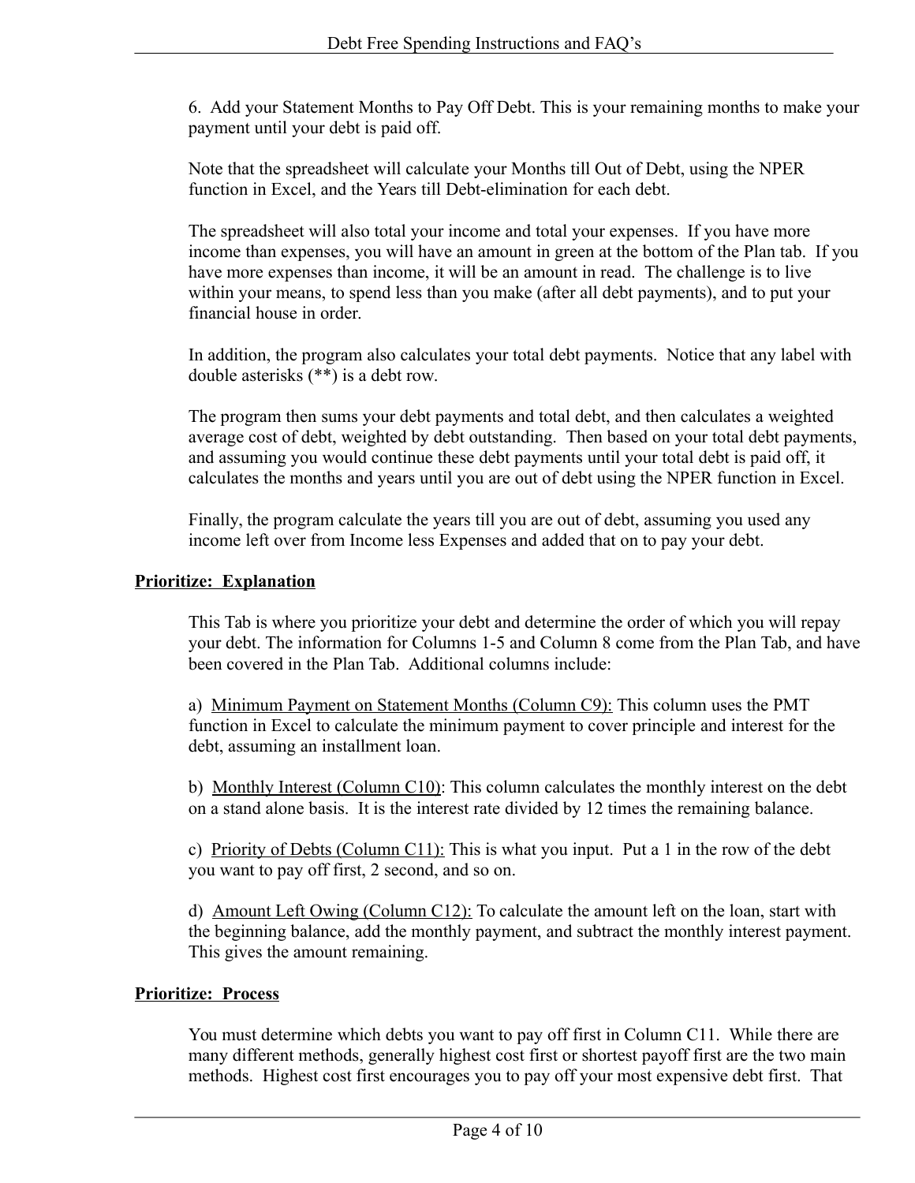6. Add your Statement Months to Pay Off Debt. This is your remaining months to make your payment until your debt is paid off.

Note that the spreadsheet will calculate your Months till Out of Debt, using the NPER function in Excel, and the Years till Debt-elimination for each debt.

The spreadsheet will also total your income and total your expenses. If you have more income than expenses, you will have an amount in green at the bottom of the Plan tab. If you have more expenses than income, it will be an amount in read. The challenge is to live within your means, to spend less than you make (after all debt payments), and to put your financial house in order.

In addition, the program also calculates your total debt payments. Notice that any label with double asterisks (**) is a debt row.

The program then sums your debt payments and total debt, and then calculates a weighted average cost of debt, weighted by debt outstanding. Then based on your total debt payments, and assuming you would continue these debt payments until your total debt is paid off, it calculates the months and years until you are out of debt using the NPER function in Excel.

Finally, the program calculate the years till you are out of debt, assuming you used any income left over from Income less Expenses and added that on to pay your debt.

**Prioritize: Explanation**

This Tab is where you prioritize your debt and determine the order of which you will repay your debt. The information for Columns 1-5 and Column 8 come from the Plan Tab, and have been covered in the Plan Tab. Additional columns include:

a) Minimum Payment on Statement Months (Column C9): This column uses the PMT function in Excel to calculate the minimum payment to cover principle and interest for the debt, assuming an installment loan.

b) Monthly Interest (Column C10): This column calculates the monthly interest on the debt on a stand alone basis. It is the interest rate divided by 12 times the remaining balance.

c) Priority of Debts (Column C11): This is what you input. Put a 1 in the row of the debt you want to pay off first, 2 second, and so on.

d) Amount Left Owing (Column C12): To calculate the amount left on the loan, start with the beginning balance, add the monthly payment, and subtract the monthly interest payment. This gives the amount remaining.

**Prioritize: Process**

You must determine which debts you want to pay off first in Column C11. While there are many different methods, generally highest cost first or shortest payoff first are the two main methods. Highest cost first encourages you to pay off your most expensive debt first. That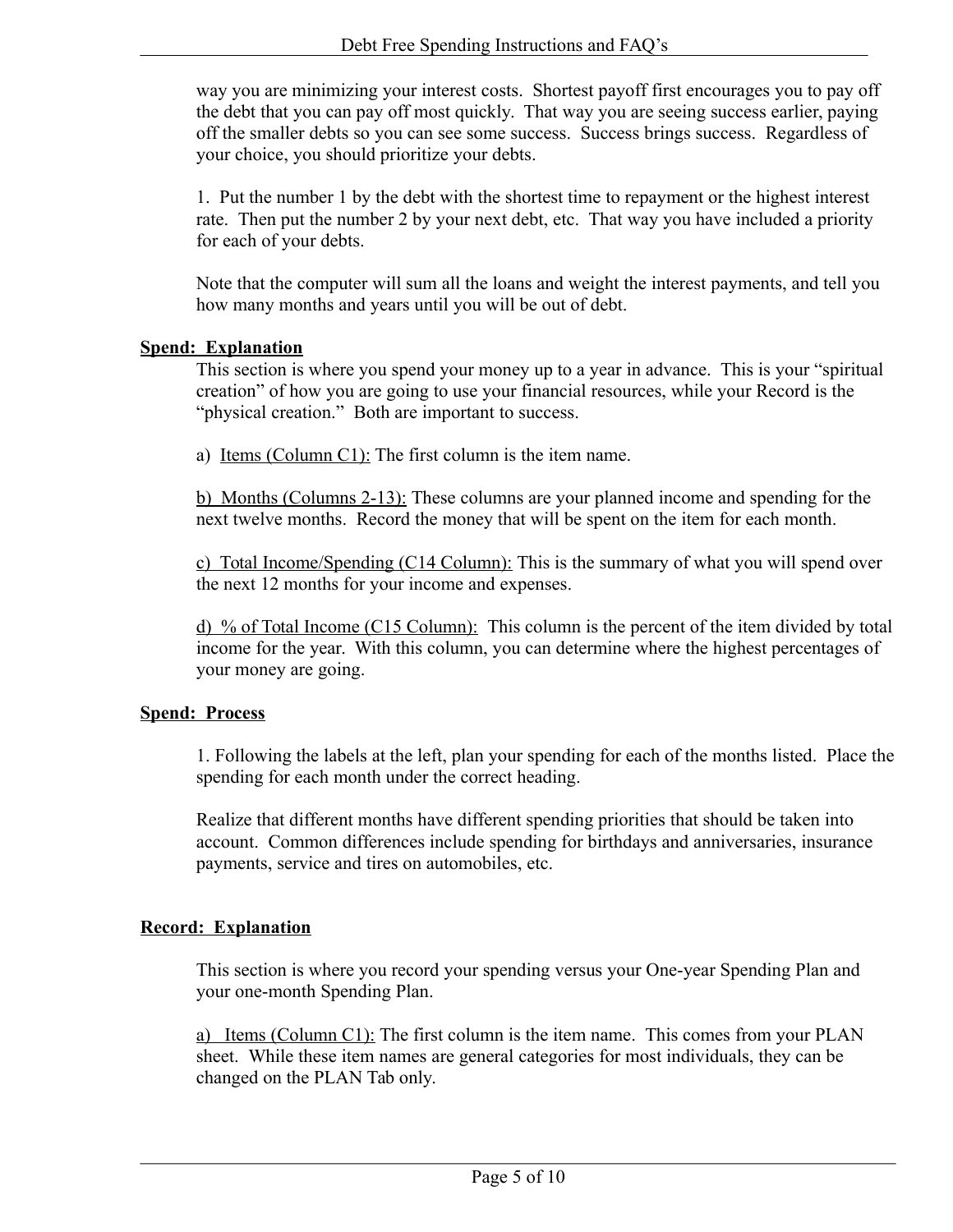way you are minimizing your interest costs. Shortest payoff first encourages you to pay off the debt that you can pay off most quickly. That way you are seeing success earlier, paying off the smaller debts so you can see some success. Success brings success. Regardless of your choice, you should prioritize your debts.

1. Put the number 1 by the debt with the shortest time to repayment or the highest interest rate. Then put the number 2 by your next debt, etc. That way you have included a priority for each of your debts.

Note that the computer will sum all the loans and weight the interest payments, and tell you how many months and years until you will be out of debt.

**<u>Spend: Explanation</u>**

This section is where you spend your money up to a year in advance. This is your "spiritual creation" of how you are going to use your financial resources, while your Record is the "physical creation." Both are important to success.

a) <u>Items (Column C1):</u> The first column is the item name.

<u>b) Months (Columns 2-13):</u> These columns are your planned income and spending for the next twelve months. Record the money that will be spent on the item for each month.

<u>c) Total Income/Spending (C14 Column):</u> This is the summary of what you will spend over the next 12 months for your income and expenses.

<u>d) % of Total Income (C15 Column):</u> This column is the percent of the item divided by total income for the year. With this column, you can determine where the highest percentages of your money are going.

**<u>Spend: Process</u>**

1. Following the labels at the left, plan your spending for each of the months listed. Place the spending for each month under the correct heading.

Realize that different months have different spending priorities that should be taken into account. Common differences include spending for birthdays and anniversaries, insurance payments, service and tires on automobiles, etc.

**<u>Record: Explanation</u>**

This section is where you record your spending versus your One-year Spending Plan and your one-month Spending Plan.

<u>a) Items (Column C1):</u> The first column is the item name. This comes from your PLAN sheet. While these item names are general categories for most individuals, they can be changed on the PLAN Tab only.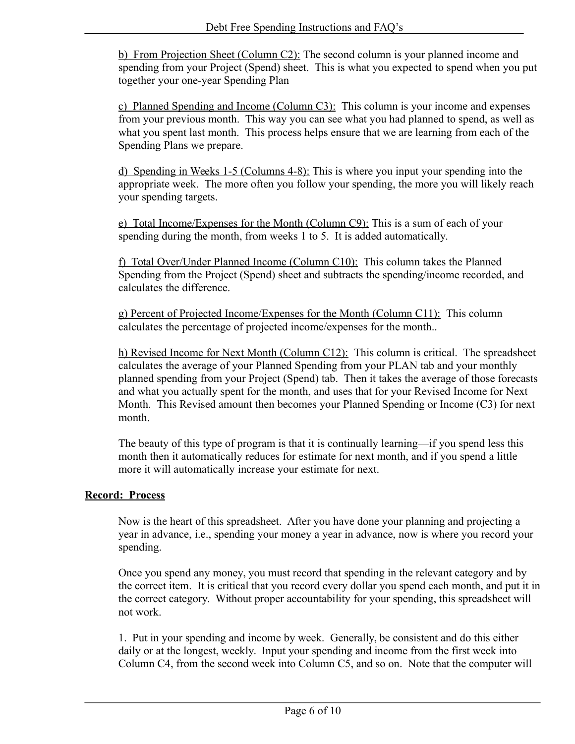b) <u>From Projection Sheet (Column C2):</u> The second column is your planned income and spending from your Project (Spend) sheet. This is what you expected to spend when you put together your one-year Spending Plan

c) <u>Planned Spending and Income (Column C3):</u> This column is your income and expenses from your previous month. This way you can see what you had planned to spend, as well as what you spent last month. This process helps ensure that we are learning from each of the Spending Plans we prepare.

d) <u>Spending in Weeks 1-5 (Columns 4-8):</u> This is where you input your spending into the appropriate week. The more often you follow your spending, the more you will likely reach your spending targets.

e) <u>Total Income/Expenses for the Month (Column C9):</u> This is a sum of each of your spending during the month, from weeks 1 to 5. It is added automatically.

f) <u>Total Over/Under Planned Income (Column C10):</u> This column takes the Planned Spending from the Project (Spend) sheet and subtracts the spending/income recorded, and calculates the difference.

g) <u>Percent of Projected Income/Expenses for the Month (Column C11):</u> This column calculates the percentage of projected income/expenses for the month..

h) <u>Revised Income for Next Month (Column C12):</u> This column is critical. The spreadsheet calculates the average of your Planned Spending from your PLAN tab and your monthly planned spending from your Project (Spend) tab. Then it takes the average of those forecasts and what you actually spent for the month, and uses that for your Revised Income for Next Month. This Revised amount then becomes your Planned Spending or Income (C3) for next month.

The beauty of this type of program is that it is continually learning—if you spend less this month then it automatically reduces for estimate for next month, and if you spend a little more it will automatically increase your estimate for next.

**<u>Record: Process</u>**

Now is the heart of this spreadsheet. After you have done your planning and projecting a year in advance, i.e., spending your money a year in advance, now is where you record your spending.

Once you spend any money, you must record that spending in the relevant category and by the correct item. It is critical that you record every dollar you spend each month, and put it in the correct category. Without proper accountability for your spending, this spreadsheet will not work.

1. Put in your spending and income by week. Generally, be consistent and do this either daily or at the longest, weekly. Input your spending and income from the first week into Column C4, from the second week into Column C5, and so on. Note that the computer will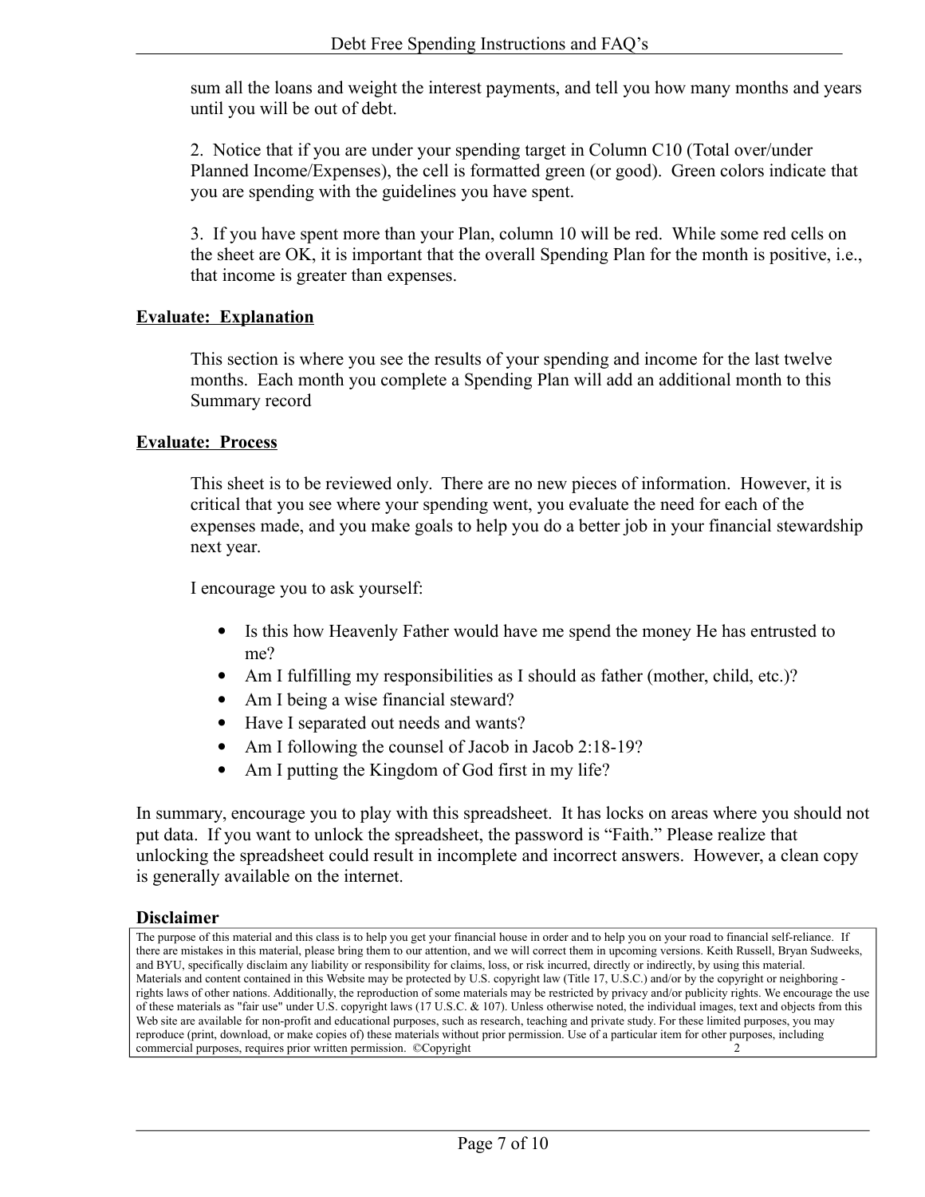sum all the loans and weight the interest payments, and tell you how many months and years until you will be out of debt.

2. Notice that if you are under your spending target in Column C10 (Total over/under Planned Income/Expenses), the cell is formatted green (or good). Green colors indicate that you are spending with the guidelines you have spent.

3. If you have spent more than your Plan, column 10 will be red. While some red cells on the sheet are OK, it is important that the overall Spending Plan for the month is positive, i.e., that income is greater than expenses.

**<u>Evaluate: Explanation</u>**

This section is where you see the results of your spending and income for the last twelve months. Each month you complete a Spending Plan will add an additional month to this Summary record

**<u>Evaluate: Process</u>**

This sheet is to be reviewed only. There are no new pieces of information. However, it is critical that you see where your spending went, you evaluate the need for each of the expenses made, and you make goals to help you do a better job in your financial stewardship next year.

I encourage you to ask yourself:

- Is this how Heavenly Father would have me spend the money He has entrusted to me?
- Am I fulfilling my responsibilities as I should as father (mother, child, etc.)?
- Am I being a wise financial steward?
- Have I separated out needs and wants?
- Am I following the counsel of Jacob in Jacob 2:18-19?
- Am I putting the Kingdom of God first in my life?

In summary, encourage you to play with this spreadsheet. It has locks on areas where you should not put data. If you want to unlock the spreadsheet, the password is "Faith." Please realize that unlocking the spreadsheet could result in incomplete and incorrect answers. However, a clean copy is generally available on the internet.

**Disclaimer**

The purpose of this material and this class is to help you get your financial house in order and to help you on your road to financial self-reliance. If there are mistakes in this material, please bring them to our attention, and we will correct them in upcoming versions. Keith Russell, Bryan Sudweeks, and BYU, specifically disclaim any liability or responsibility for claims, loss, or risk incurred, directly or indirectly, by using this material. Materials and content contained in this Website may be protected by U.S. copyright law (Title 17, U.S.C.) and/or by the copyright or neighboring - rights laws of other nations. Additionally, the reproduction of some materials may be restricted by privacy and/or publicity rights. We encourage the use of these materials as "fair use" under U.S. copyright laws (17 U.S.C. & 107). Unless otherwise noted, the individual images, text and objects from this Web site are available for non-profit and educational purposes, such as research, teaching and private study. For these limited purposes, you may reproduce (print, download, or make copies of) these materials without prior permission. Use of a particular item for other purposes, including commercial purposes, requires prior written permission. ©Copyright 2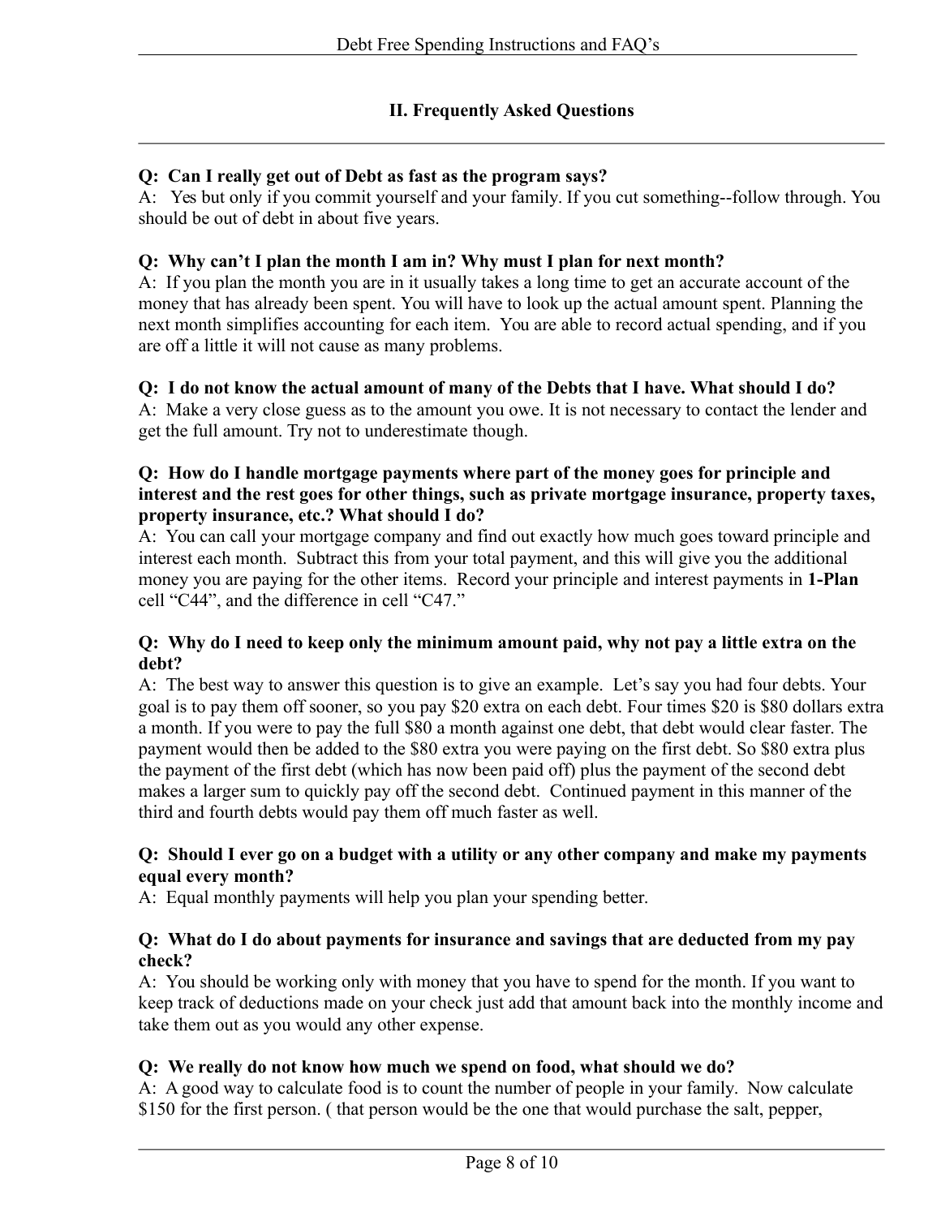## II. Frequently Asked Questions

**Q: Can I really get out of Debt as fast as the program says?**

A: Yes but only if you commit yourself and your family. If you cut something--follow through. You should be out of debt in about five years.

**Q: Why can't I plan the month I am in? Why must I plan for next month?**

A: If you plan the month you are in it usually takes a long time to get an accurate account of the money that has already been spent. You will have to look up the actual amount spent. Planning the next month simplifies accounting for each item. You are able to record actual spending, and if you are off a little it will not cause as many problems.

**Q: I do not know the actual amount of many of the Debts that I have. What should I do?**

A: Make a very close guess as to the amount you owe. It is not necessary to contact the lender and get the full amount. Try not to underestimate though.

**Q: How do I handle mortgage payments where part of the money goes for principle and interest and the rest goes for other things, such as private mortgage insurance, property taxes, property insurance, etc.? What should I do?**

A: You can call your mortgage company and find out exactly how much goes toward principle and interest each month. Subtract this from your total payment, and this will give you the additional money you are paying for the other items. Record your principle and interest payments in **1-Plan** cell "C44", and the difference in cell "C47."

**Q: Why do I need to keep only the minimum amount paid, why not pay a little extra on the debt?**

A: The best way to answer this question is to give an example. Let's say you had four debts. Your goal is to pay them off sooner, so you pay $20 extra on each debt. Four times $20 is $80 dollars extra a month. If you were to pay the full $80 a month against one debt, that debt would clear faster. The payment would then be added to the $80 extra you were paying on the first debt. So $80 extra plus the payment of the first debt (which has now been paid off) plus the payment of the second debt makes a larger sum to quickly pay off the second debt. Continued payment in this manner of the third and fourth debts would pay them off much faster as well.

**Q: Should I ever go on a budget with a utility or any other company and make my payments equal every month?**

A: Equal monthly payments will help you plan your spending better.

**Q: What do I do about payments for insurance and savings that are deducted from my pay check?**

A: You should be working only with money that you have to spend for the month. If you want to keep track of deductions made on your check just add that amount back into the monthly income and take them out as you would any other expense.

**Q: We really do not know how much we spend on food, what should we do?**

A: A good way to calculate food is to count the number of people in your family. Now calculate $150 for the first person. ( that person would be the one that would purchase the salt, pepper,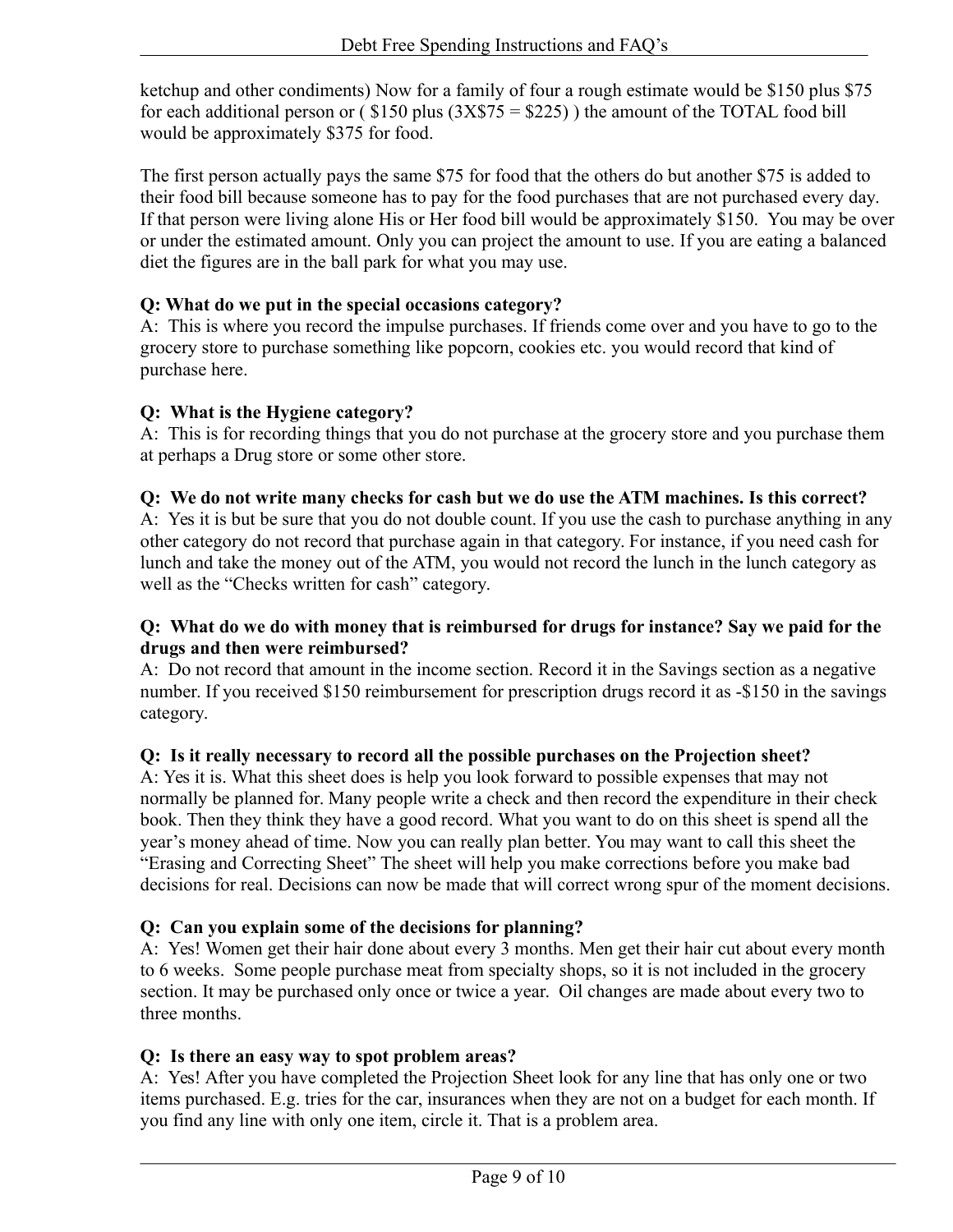ketchup and other condiments) Now for a family of four a rough estimate would be $150 plus $75 for each additional person or ( $150 plus (3X$75 = $225) ) the amount of the TOTAL food bill would be approximately $375 for food.

The first person actually pays the same $75 for food that the others do but another $75 is added to their food bill because someone has to pay for the food purchases that are not purchased every day. If that person were living alone His or Her food bill would be approximately $150. You may be over or under the estimated amount. Only you can project the amount to use. If you are eating a balanced diet the figures are in the ball park for what you may use.

**Q: What do we put in the special occasions category?**
A: This is where you record the impulse purchases. If friends come over and you have to go to the grocery store to purchase something like popcorn, cookies etc. you would record that kind of purchase here.

**Q: What is the Hygiene category?**
A: This is for recording things that you do not purchase at the grocery store and you purchase them at perhaps a Drug store or some other store.

**Q: We do not write many checks for cash but we do use the ATM machines. Is this correct?**
A: Yes it is but be sure that you do not double count. If you use the cash to purchase anything in any other category do not record that purchase again in that category. For instance, if you need cash for lunch and take the money out of the ATM, you would not record the lunch in the lunch category as well as the "Checks written for cash" category.

**Q: What do we do with money that is reimbursed for drugs for instance? Say we paid for the drugs and then were reimbursed?**
A: Do not record that amount in the income section. Record it in the Savings section as a negative number. If you received $150 reimbursement for prescription drugs record it as -$150 in the savings category.

**Q: Is it really necessary to record all the possible purchases on the Projection sheet?**
A: Yes it is. What this sheet does is help you look forward to possible expenses that may not normally be planned for. Many people write a check and then record the expenditure in their check book. Then they think they have a good record. What you want to do on this sheet is spend all the year's money ahead of time. Now you can really plan better. You may want to call this sheet the "Erasing and Correcting Sheet" The sheet will help you make corrections before you make bad decisions for real. Decisions can now be made that will correct wrong spur of the moment decisions.

**Q: Can you explain some of the decisions for planning?**
A: Yes! Women get their hair done about every 3 months. Men get their hair cut about every month to 6 weeks. Some people purchase meat from specialty shops, so it is not included in the grocery section. It may be purchased only once or twice a year. Oil changes are made about every two to three months.

**Q: Is there an easy way to spot problem areas?**
A: Yes! After you have completed the Projection Sheet look for any line that has only one or two items purchased. E.g. tries for the car, insurances when they are not on a budget for each month. If you find any line with only one item, circle it. That is a problem area.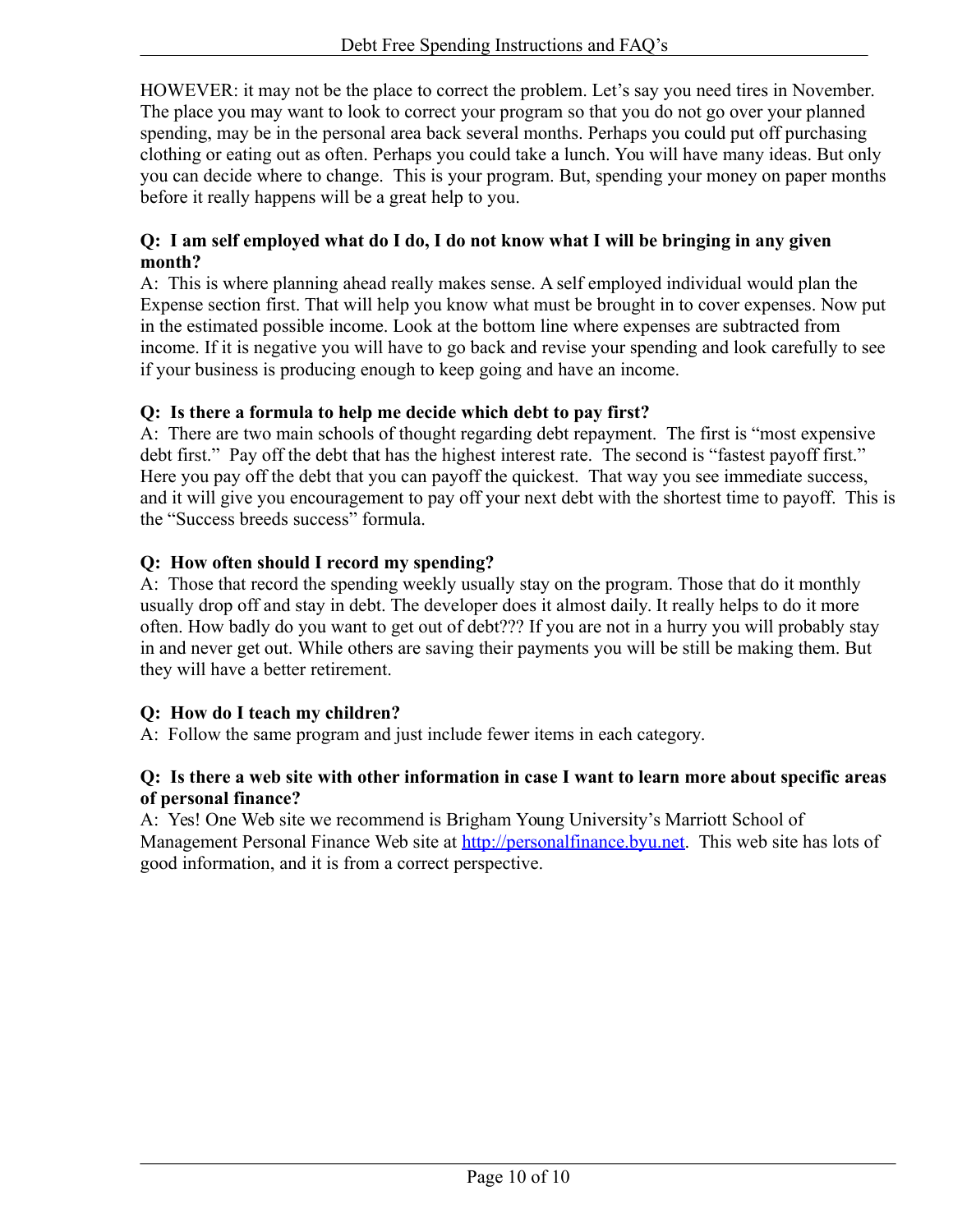HOWEVER: it may not be the place to correct the problem. Let's say you need tires in November. The place you may want to look to correct your program so that you do not go over your planned spending, may be in the personal area back several months. Perhaps you could put off purchasing clothing or eating out as often. Perhaps you could take a lunch. You will have many ideas. But only you can decide where to change. This is your program. But, spending your money on paper months before it really happens will be a great help to you.

**Q: I am self employed what do I do, I do not know what I will be bringing in any given month?**

A: This is where planning ahead really makes sense. A self employed individual would plan the Expense section first. That will help you know what must be brought in to cover expenses. Now put in the estimated possible income. Look at the bottom line where expenses are subtracted from income. If it is negative you will have to go back and revise your spending and look carefully to see if your business is producing enough to keep going and have an income.

**Q: Is there a formula to help me decide which debt to pay first?**

A: There are two main schools of thought regarding debt repayment. The first is "most expensive debt first." Pay off the debt that has the highest interest rate. The second is "fastest payoff first." Here you pay off the debt that you can payoff the quickest. That way you see immediate success, and it will give you encouragement to pay off your next debt with the shortest time to payoff. This is the "Success breeds success" formula.

**Q: How often should I record my spending?**

A: Those that record the spending weekly usually stay on the program. Those that do it monthly usually drop off and stay in debt. The developer does it almost daily. It really helps to do it more often. How badly do you want to get out of debt??? If you are not in a hurry you will probably stay in and never get out. While others are saving their payments you will be still be making them. But they will have a better retirement.

**Q: How do I teach my children?**

A: Follow the same program and just include fewer items in each category.

**Q: Is there a web site with other information in case I want to learn more about specific areas of personal finance?**

A: Yes! One Web site we recommend is Brigham Young University's Marriott School of Management Personal Finance Web site at [http://personalfinance.byu.net](http://personalfinance.byu.net). This web site has lots of good information, and it is from a correct perspective.